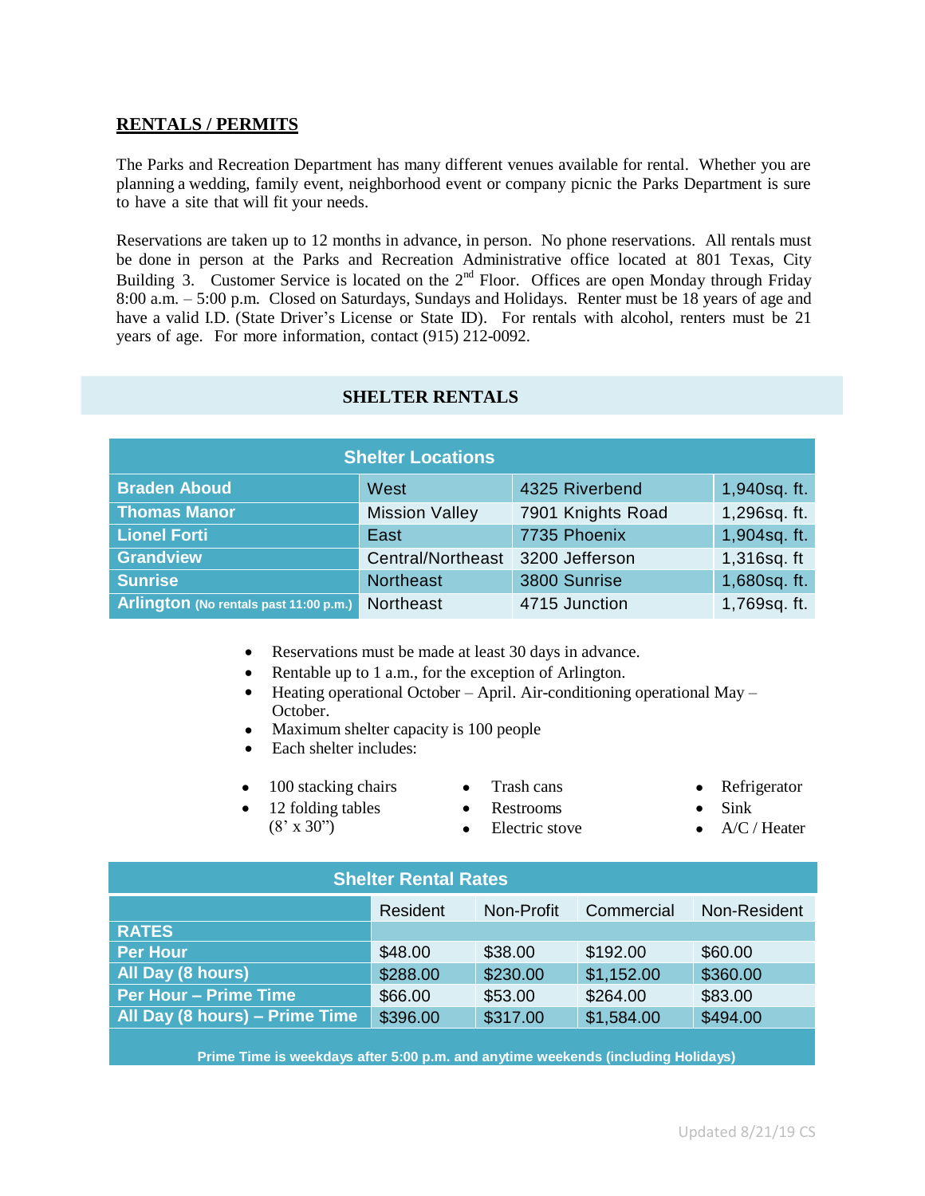## RENTALS / PERMITS

The Parks and Recreation Department has many different venues available for rental. Whether you are planning a wedding, family event, neighborhood event or company picnic the Parks Department is sure to have a site that will fit your needs.

Reservations are taken up to 12 months in advance, in person. No phone reservations. All rentals must be done in person at the Parks and Recreation Administrative office located at 801 Texas, City Building 3. Customer Service is located on the 2nd Floor. Offices are open Monday through Friday 8:00 a.m. – 5:00 p.m. Closed on Saturdays, Sundays and Holidays. Renter must be 18 years of age and have a valid I.D. (State Driver's License or State ID). For rentals with alcohol, renters must be 21 years of age. For more information, contact (915) 212-0092.

## SHELTER RENTALS

| Shelter Locations | | | |
|---|---|---|---|
| **Braden Aboud** | West | 4325 Riverbend | 1,940sq. ft. |
| **Thomas Manor** | Mission Valley | 7901 Knights Road | 1,296sq. ft. |
| **Lionel Forti** | East | 7735 Phoenix | 1,904sq. ft. |
| **Grandview** | Central/Northeast | 3200 Jefferson | 1,316sq. ft |
| **Sunrise** | Northeast | 3800 Sunrise | 1,680sq. ft. |
| **Arlington** (No rentals past 11:00 p.m.) | Northeast | 4715 Junction | 1,769sq. ft. |

- Reservations must be made at least 30 days in advance.
- Rentable up to 1 a.m., for the exception of Arlington.
- Heating operational October – April. Air-conditioning operational May – October.
- Maximum shelter capacity is 100 people
- Each shelter includes:

- 100 stacking chairs
- 12 folding tables (8' x 30")
- Trash cans
- Restrooms
- Electric stove
- Refrigerator
- Sink
- A/C / Heater

| Shelter Rental Rates | Resident | Non-Profit | Commercial | Non-Resident |
|---|---|---|---|---|
| **RATES** | | | | |
| **Per Hour** | $48.00 | $38.00 | $192.00 | $60.00 |
| **All Day (8 hours)** | $288.00 | $230.00 | $1,152.00 | $360.00 |
| **Per Hour – Prime Time** | $66.00 | $53.00 | $264.00 | $83.00 |
| **All Day (8 hours) – Prime Time** | $396.00 | $317.00 | $1,584.00 | $494.00 |

**Prime Time is weekdays after 5:00 p.m. and anytime weekends (including Holidays)**

Updated 8/21/19 CS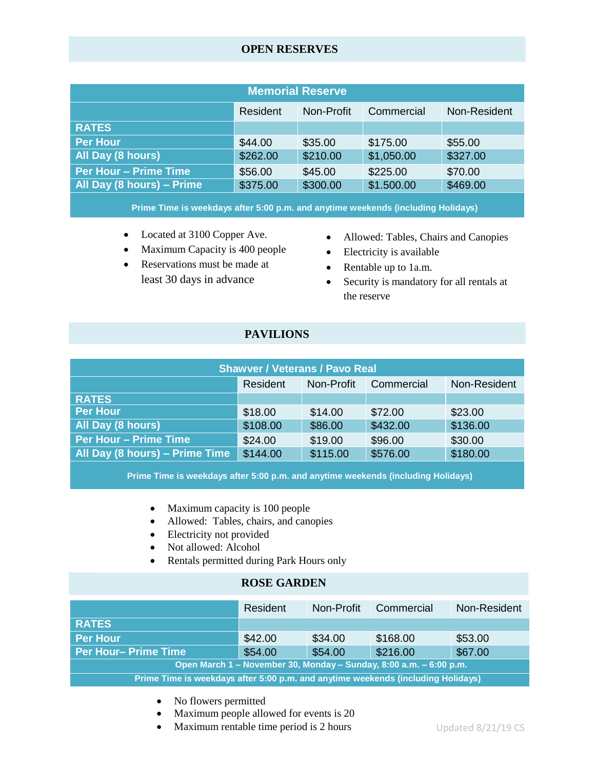## OPEN RESERVES

| Memorial Reserve | | | | |
|---|---|---|---|---|
| | Resident | Non-Profit | Commercial | Non-Resident |
| **RATES** | | | | |
| **Per Hour** | $44.00 | $35.00 | $175.00 | $55.00 |
| **All Day (8 hours)** | $262.00 | $210.00 | $1,050.00 | $327.00 |
| **Per Hour – Prime Time** | $56.00 | $45.00 | $225.00 | $70.00 |
| **All Day (8 hours) – Prime** | $375.00 | $300.00 | $1.500.00 | $469.00 |
| **Prime Time is weekdays after 5:00 p.m. and anytime weekends (including Holidays)** | | | | |

- Located at 3100 Copper Ave.
- Maximum Capacity is 400 people
- Reservations must be made at least 30 days in advance
- Allowed: Tables, Chairs and Canopies
- Electricity is available
- Rentable up to 1a.m.
- Security is mandatory for all rentals at the reserve

## PAVILIONS

| Shawver / Veterans / Pavo Real | | | | |
|---|---|---|---|---|
| | Resident | Non-Profit | Commercial | Non-Resident |
| **RATES** | | | | |
| **Per Hour** | $18.00 | $14.00 | $72.00 | $23.00 |
| **All Day (8 hours)** | $108.00 | $86.00 | $432.00 | $136.00 |
| **Per Hour – Prime Time** | $24.00 | $19.00 | $96.00 | $30.00 |
| **All Day (8 hours) – Prime Time** | $144.00 | $115.00 | $576.00 | $180.00 |
| **Prime Time is weekdays after 5:00 p.m. and anytime weekends (including Holidays)** | | | | |

- Maximum capacity is 100 people
- Allowed: Tables, chairs, and canopies
- Electricity not provided
- Not allowed: Alcohol
- Rentals permitted during Park Hours only

## ROSE GARDEN

| | Resident | Non-Profit | Commercial | Non-Resident |
|---|---|---|---|---|
| **RATES** | | | | |
| **Per Hour** | $42.00 | $34.00 | $168.00 | $53.00 |
| **Per Hour– Prime Time** | $54.00 | $54.00 | $216.00 | $67.00 |
| **Open March 1 – November 30, Monday – Sunday, 8:00 a.m. – 6:00 p.m.** | | | | |
| **Prime Time is weekdays after 5:00 p.m. and anytime weekends (including Holidays)** | | | | |

- No flowers permitted
- Maximum people allowed for events is 20
- Maximum rentable time period is 2 hours

Updated 8/21/19 CS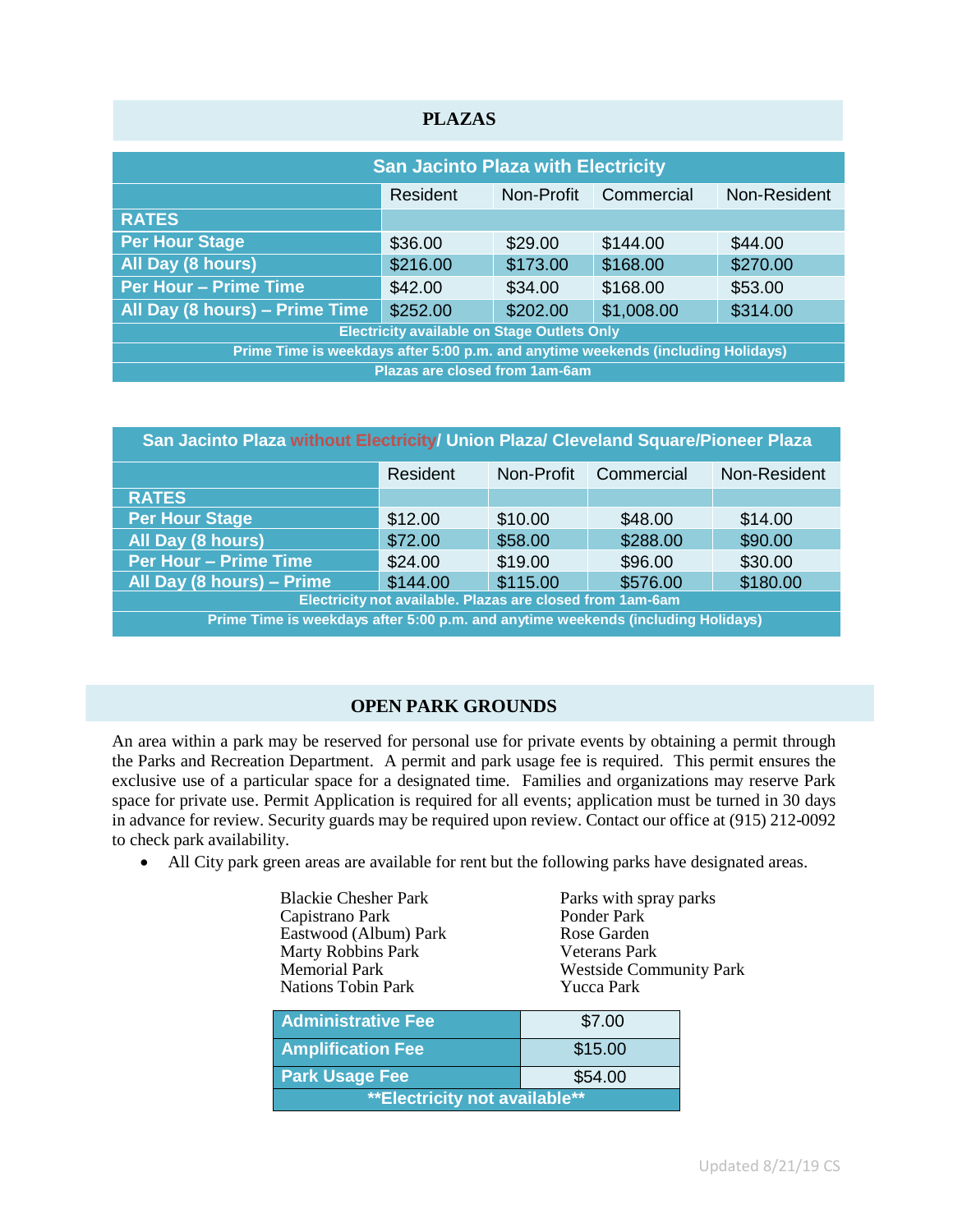## PLAZAS

| San Jacinto Plaza with Electricity | | | | |
|---|---|---|---|---|
| | Resident | Non-Profit | Commercial | Non-Resident |
| **RATES** | | | | |
| **Per Hour Stage** | $36.00 | $29.00 | $144.00 | $44.00 |
| **All Day (8 hours)** | $216.00 | $173.00 | $168.00 | $270.00 |
| **Per Hour – Prime Time** | $42.00 | $34.00 | $168.00 | $53.00 |
| **All Day (8 hours) – Prime Time** | $252.00 | $202.00 | $1,008.00 | $314.00 |
| **Electricity available on Stage Outlets Only** | | | | |
| **Prime Time is weekdays after 5:00 p.m. and anytime weekends (including Holidays)** | | | | |
| **Plazas are closed from 1am-6am** | | | | |

| San Jacinto Plaza without Electricity/ Union Plaza/ Cleveland Square/Pioneer Plaza | | | | |
|---|---|---|---|---|
| | Resident | Non-Profit | Commercial | Non-Resident |
| **RATES** | | | | |
| **Per Hour Stage** | $12.00 | $10.00 | $48.00 | $14.00 |
| **All Day (8 hours)** | $72.00 | $58.00 | $288.00 | $90.00 |
| **Per Hour – Prime Time** | $24.00 | $19.00 | $96.00 | $30.00 |
| **All Day (8 hours) – Prime** | $144.00 | $115.00 | $576.00 | $180.00 |
| **Electricity not available. Plazas are closed from 1am-6am** | | | | |
| **Prime Time is weekdays after 5:00 p.m. and anytime weekends (including Holidays)** | | | | |

## OPEN PARK GROUNDS

An area within a park may be reserved for personal use for private events by obtaining a permit through the Parks and Recreation Department. A permit and park usage fee is required. This permit ensures the exclusive use of a particular space for a designated time. Families and organizations may reserve Park space for private use. Permit Application is required for all events; application must be turned in 30 days in advance for review. Security guards may be required upon review. Contact our office at (915) 212-0092 to check park availability.

- All City park green areas are available for rent but the following parks have designated areas.

Blackie Chesher Park
Capistrano Park
Eastwood (Album) Park
Marty Robbins Park
Memorial Park
Nations Tobin Park
Parks with spray parks
Ponder Park
Rose Garden
Veterans Park
Westside Community Park
Yucca Park

| Fee | Amount |
|---|---|
| **Administrative Fee** | $7.00 |
| **Amplification Fee** | $15.00 |
| **Park Usage Fee** | $54.00 |
| **\*\*Electricity not available\*\*** | |

Updated 8/21/19 CS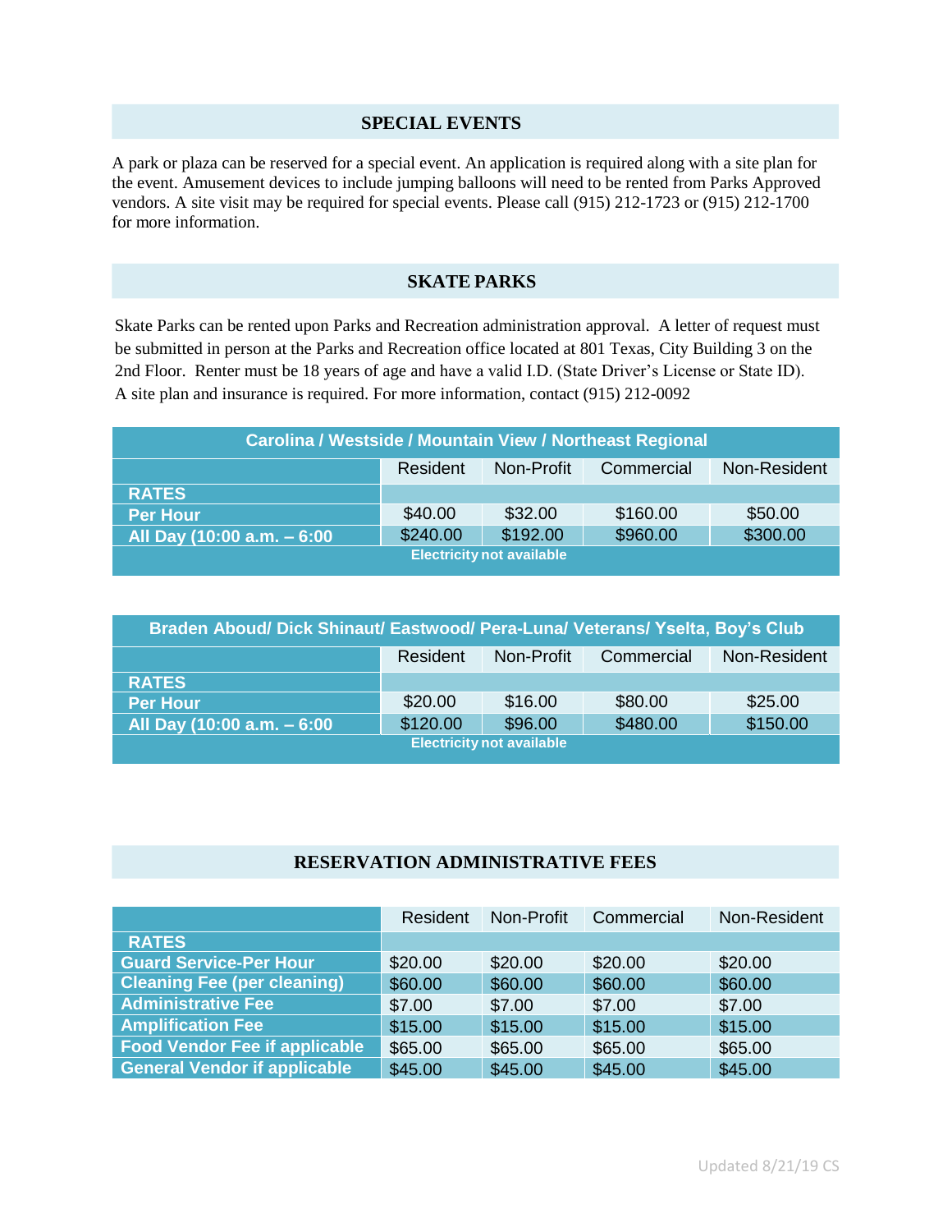## SPECIAL EVENTS

A park or plaza can be reserved for a special event. An application is required along with a site plan for the event. Amusement devices to include jumping balloons will need to be rented from Parks Approved vendors. A site visit may be required for special events. Please call (915) 212-1723 or (915) 212-1700 for more information.

## SKATE PARKS

Skate Parks can be rented upon Parks and Recreation administration approval. A letter of request must be submitted in person at the Parks and Recreation office located at 801 Texas, City Building 3 on the 2nd Floor. Renter must be 18 years of age and have a valid I.D. (State Driver's License or State ID). A site plan and insurance is required. For more information, contact (915) 212-0092

| Carolina / Westside / Mountain View / Northeast Regional | | | | |
|---|---|---|---|---|
| | Resident | Non-Profit | Commercial | Non-Resident |
| **RATES** | | | | |
| **Per Hour** | $40.00 | $32.00 | $160.00 | $50.00 |
| **All Day (10:00 a.m. – 6:00** | $240.00 | $192.00 | $960.00 | $300.00 |
| **Electricity not available** | | | | |

| Braden Aboud/ Dick Shinaut/ Eastwood/ Pera-Luna/ Veterans/ Yselta, Boy's Club | | | | |
|---|---|---|---|---|
| | Resident | Non-Profit | Commercial | Non-Resident |
| **RATES** | | | | |
| **Per Hour** | $20.00 | $16.00 | $80.00 | $25.00 |
| **All Day (10:00 a.m. – 6:00** | $120.00 | $96.00 | $480.00 | $150.00 |
| **Electricity not available** | | | | |

## RESERVATION ADMINISTRATIVE FEES

| | Resident | Non-Profit | Commercial | Non-Resident |
|---|---|---|---|---|
| **RATES** | | | | |
| **Guard Service-Per Hour** | $20.00 | $20.00 | $20.00 | $20.00 |
| **Cleaning Fee (per cleaning)** | $60.00 | $60.00 | $60.00 | $60.00 |
| **Administrative Fee** | $7.00 | $7.00 | $7.00 | $7.00 |
| **Amplification Fee** | $15.00 | $15.00 | $15.00 | $15.00 |
| **Food Vendor Fee if applicable** | $65.00 | $65.00 | $65.00 | $65.00 |
| **General Vendor if applicable** | $45.00 | $45.00 | $45.00 | $45.00 |

Updated 8/21/19 CS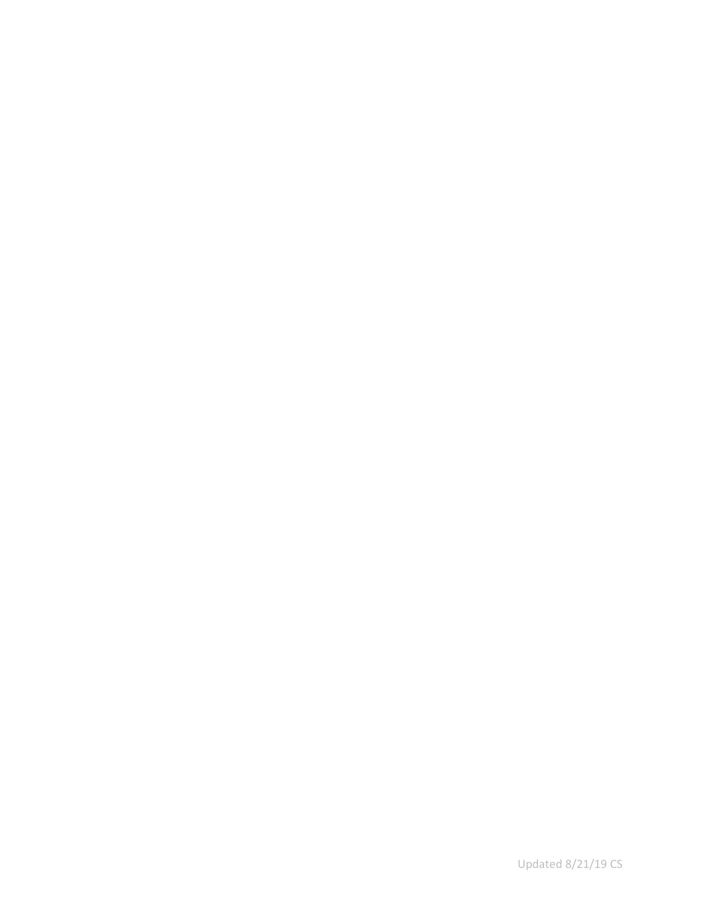Updated 8/21/19 CS